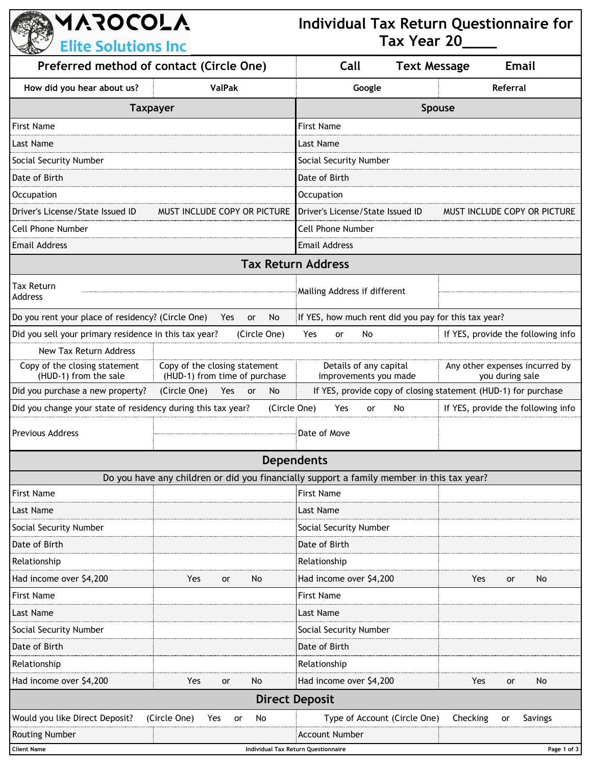# MAROCOLA Elite Solutions Inc

## Individual Tax Return Questionnaire for Tax Year 20____

| Preferred method of contact (Circle One) | Call | Text Message | Email |
|---|---|---|---|
| How did you hear about us? | ValPak | Google | Referral |

| Taxpayer | | Spouse | |
|---|---|---|---|
| First Name | | First Name | |
| Last Name | | Last Name | |
| Social Security Number | | Social Security Number | |
| Date of Birth | | Date of Birth | |
| Occupation | | Occupation | |
| Driver's License/State Issued ID | MUST INCLUDE COPY OR PICTURE | Driver's License/State Issued ID | MUST INCLUDE COPY OR PICTURE |
| Cell Phone Number | | Cell Phone Number | |
| Email Address | | Email Address | |

## Tax Return Address

| | | | |
|---|---|---|---|
| Tax Return Address | | Mailing Address if different | |
| Do you rent your place of residency? (Circle One) Yes or No | | If YES, how much rent did you pay for this tax year? | |
| Did you sell your primary residence in this tax year? (Circle One) Yes or No | | | If YES, provide the following info |
| New Tax Return Address | | | |
| Copy of the closing statement (HUD-1) from the sale | Copy of the closing statement (HUD-1) from time of purchase | Details of any capital improvements you made | Any other expenses incurred by you during sale |
| Did you purchase a new property? (Circle One) Yes or No | | If YES, provide copy of closing statement (HUD-1) for purchase | |
| Did you change your state of residency during this tax year? (Circle One) Yes or No | | | If YES, provide the following info |
| Previous Address | | Date of Move | |

## Dependents

Do you have any children or did you financially support a family member in this tax year?

| | | | |
|---|---|---|---|
| First Name | | First Name | |
| Last Name | | Last Name | |
| Social Security Number | | Social Security Number | |
| Date of Birth | | Date of Birth | |
| Relationship | | Relationship | |
| Had income over $4,200 | Yes or No | Had income over $4,200 | Yes or No |
| First Name | | First Name | |
| Last Name | | Last Name | |
| Social Security Number | | Social Security Number | |
| Date of Birth | | Date of Birth | |
| Relationship | | Relationship | |
| Had income over $4,200 | Yes or No | Had income over $4,200 | Yes or No |

## Direct Deposit

| | | | |
|---|---|---|---|
| Would you like Direct Deposit? (Circle One) Yes or No | | Type of Account (Circle One) | Checking or Savings |
| Routing Number | | Account Number | |

Client Name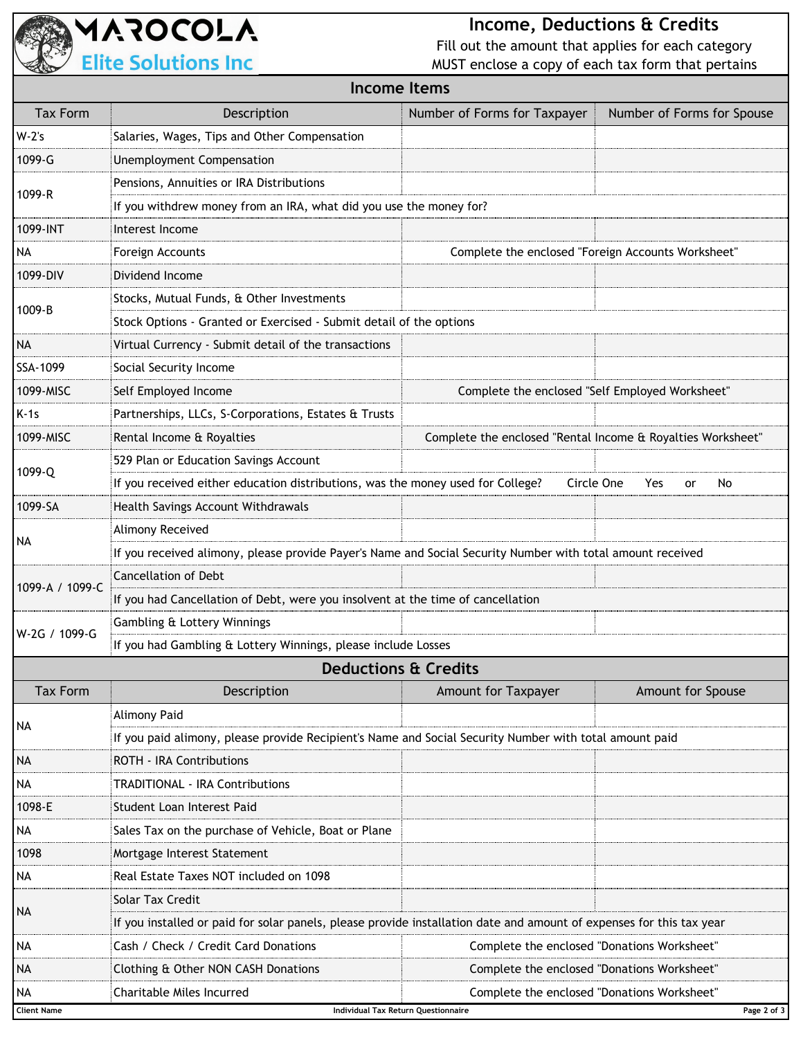**MAROCOLA**
**Elite Solutions Inc**

# Income, Deductions & Credits

Fill out the amount that applies for each category
MUST enclose a copy of each tax form that pertains

## Income Items

| Tax Form | Description | Number of Forms for Taxpayer | Number of Forms for Spouse |
|---|---|---|---|
| W-2's | Salaries, Wages, Tips and Other Compensation | | |
| 1099-G | Unemployment Compensation | | |
| 1099-R | Pensions, Annuities or IRA Distributions | | |
| | If you withdrew money from an IRA, what did you use the money for? | | |
| 1099-INT | Interest Income | | |
| NA | Foreign Accounts | Complete the enclosed "Foreign Accounts Worksheet" | |
| 1099-DIV | Dividend Income | | |
| 1009-B | Stocks, Mutual Funds, & Other Investments | | |
| | Stock Options - Granted or Exercised - Submit detail of the options | | |
| NA | Virtual Currency - Submit detail of the transactions | | |
| SSA-1099 | Social Security Income | | |
| 1099-MISC | Self Employed Income | Complete the enclosed "Self Employed Worksheet" | |
| K-1s | Partnerships, LLCs, S-Corporations, Estates & Trusts | | |
| 1099-MISC | Rental Income & Royalties | Complete the enclosed "Rental Income & Royalties Worksheet" | |
| 1099-Q | 529 Plan or Education Savings Account | | |
| | If you received either education distributions, was the money used for College? Circle One Yes or No | | |
| 1099-SA | Health Savings Account Withdrawals | | |
| NA | Alimony Received | | |
| | If you received alimony, please provide Payer's Name and Social Security Number with total amount received | | |
| 1099-A / 1099-C | Cancellation of Debt | | |
| | If you had Cancellation of Debt, were you insolvent at the time of cancellation | | |
| W-2G / 1099-G | Gambling & Lottery Winnings | | |
| | If you had Gambling & Lottery Winnings, please include Losses | | |

## Deductions & Credits

| Tax Form | Description | Amount for Taxpayer | Amount for Spouse |
|---|---|---|---|
| NA | Alimony Paid | | |
| | If you paid alimony, please provide Recipient's Name and Social Security Number with total amount paid | | |
| NA | ROTH - IRA Contributions | | |
| NA | TRADITIONAL - IRA Contributions | | |
| 1098-E | Student Loan Interest Paid | | |
| NA | Sales Tax on the purchase of Vehicle, Boat or Plane | | |
| 1098 | Mortgage Interest Statement | | |
| NA | Real Estate Taxes NOT included on 1098 | | |
| NA | Solar Tax Credit | | |
| | If you installed or paid for solar panels, please provide installation date and amount of expenses for this tax year | | |
| NA | Cash / Check / Credit Card Donations | Complete the enclosed "Donations Worksheet" | |
| NA | Clothing & Other NON CASH Donations | Complete the enclosed "Donations Worksheet" | |
| NA | Charitable Miles Incurred | Complete the enclosed "Donations Worksheet" | |

Client Name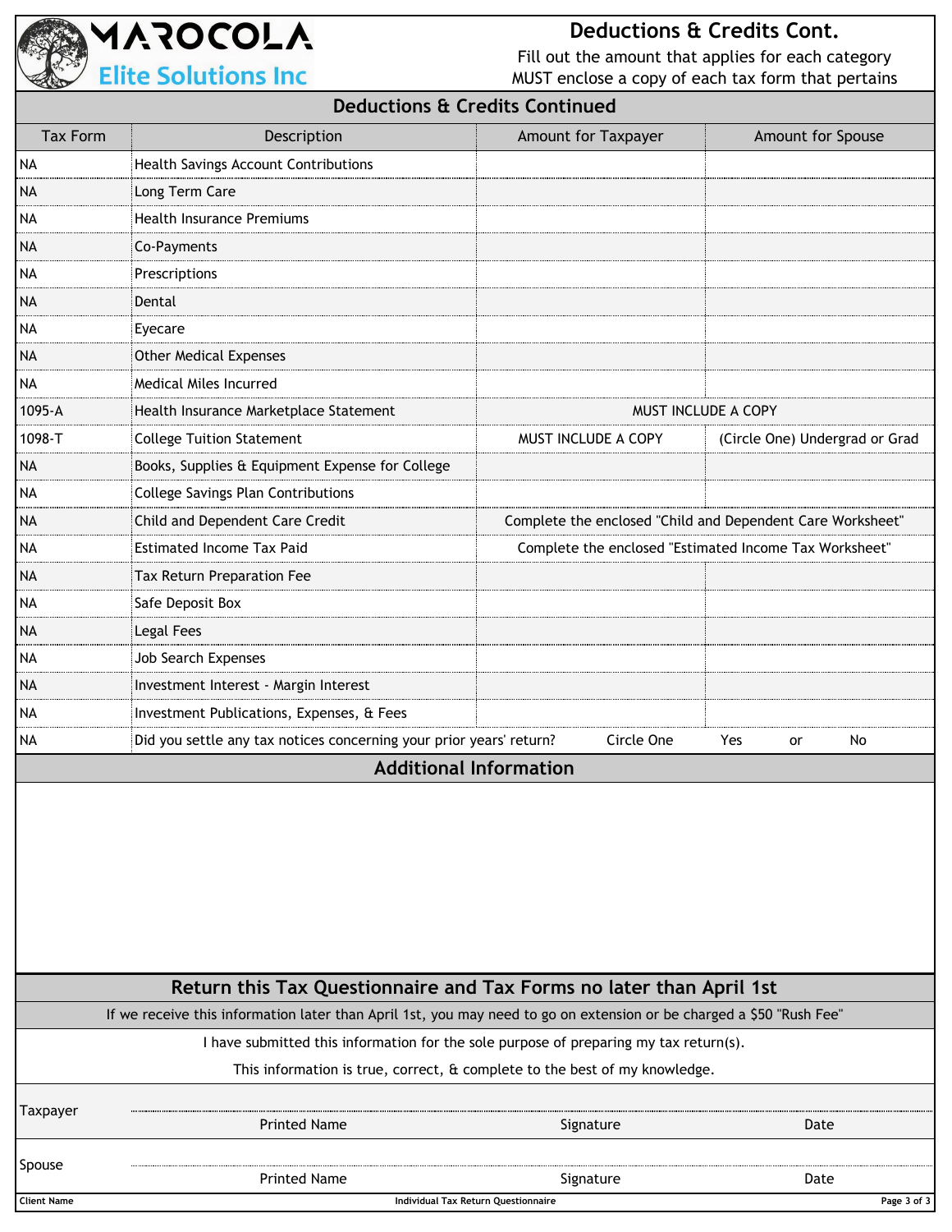MAROCOLA Elite Solutions Inc

# Deductions & Credits Cont.

Fill out the amount that applies for each category

MUST enclose a copy of each tax form that pertains

## Deductions & Credits Continued

| Tax Form | Description | Amount for Taxpayer | Amount for Spouse |
|---|---|---|---|
| NA | Health Savings Account Contributions | | |
| NA | Long Term Care | | |
| NA | Health Insurance Premiums | | |
| NA | Co-Payments | | |
| NA | Prescriptions | | |
| NA | Dental | | |
| NA | Eyecare | | |
| NA | Other Medical Expenses | | |
| NA | Medical Miles Incurred | | |
| 1095-A | Health Insurance Marketplace Statement | MUST INCLUDE A COPY | |
| 1098-T | College Tuition Statement | MUST INCLUDE A COPY | (Circle One) Undergrad or Grad |
| NA | Books, Supplies & Equipment Expense for College | | |
| NA | College Savings Plan Contributions | | |
| NA | Child and Dependent Care Credit | Complete the enclosed "Child and Dependent Care Worksheet" | |
| NA | Estimated Income Tax Paid | Complete the enclosed "Estimated Income Tax Worksheet" | |
| NA | Tax Return Preparation Fee | | |
| NA | Safe Deposit Box | | |
| NA | Legal Fees | | |
| NA | Job Search Expenses | | |
| NA | Investment Interest - Margin Interest | | |
| NA | Investment Publications, Expenses, & Fees | | |
| NA | Did you settle any tax notices concerning your prior years' return? | Circle One | Yes or No |

## Additional Information

## Return this Tax Questionnaire and Tax Forms no later than April 1st

If we receive this information later than April 1st, you may need to go on extension or be charged a $50 "Rush Fee"

I have submitted this information for the sole purpose of preparing my tax return(s).

This information is true, correct, & complete to the best of my knowledge.

| | | | |
|---|---|---|---|
| Taxpayer | Printed Name | Signature | Date |
| Spouse | Printed Name | Signature | Date |